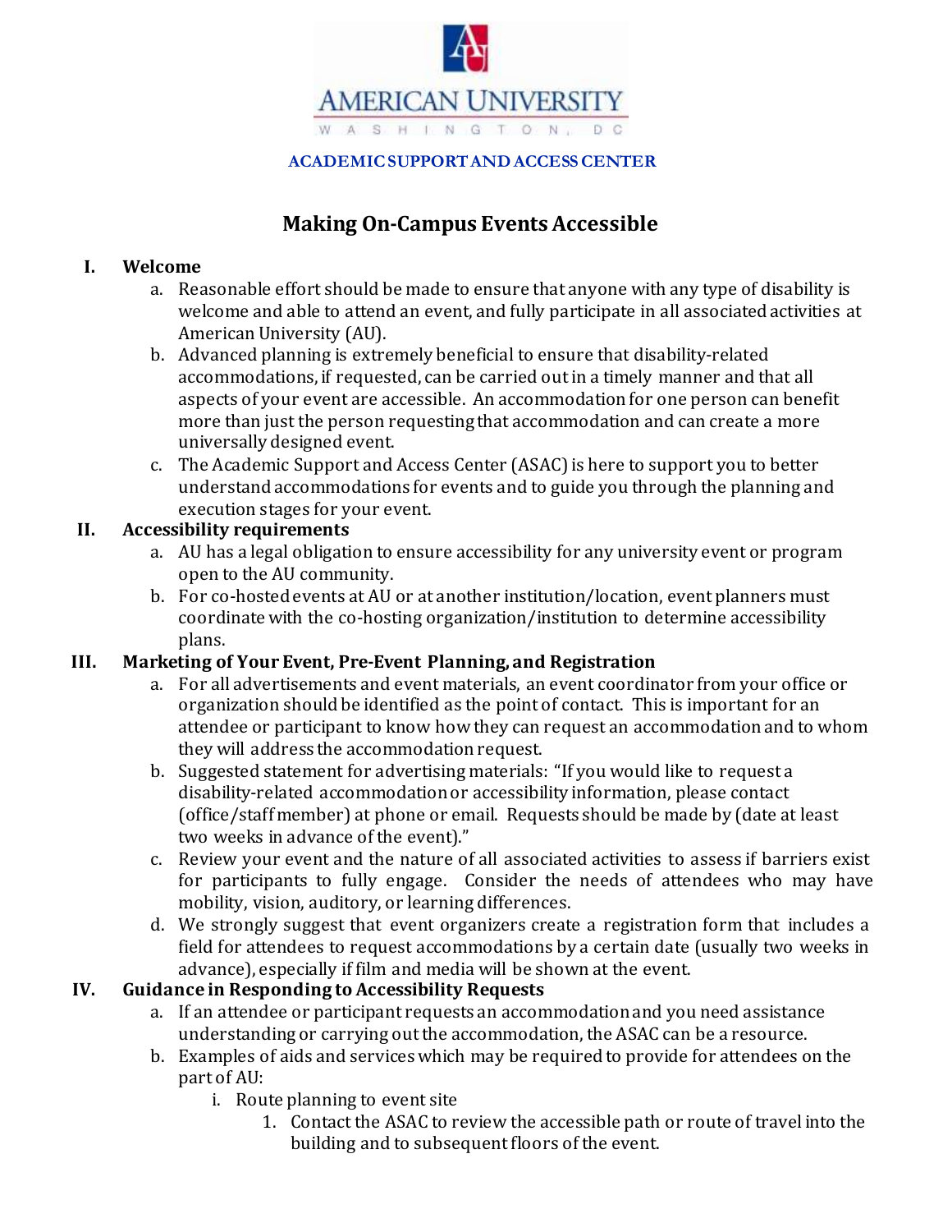AMERICAN UNIVERSITY

WASHINGTON, DC

**ACADEMIC SUPPORT AND ACCESS CENTER**

# Making On-Campus Events Accessible

**I. Welcome**

a. Reasonable effort should be made to ensure that anyone with any type of disability is welcome and able to attend an event, and fully participate in all associated activities at American University (AU).

b. Advanced planning is extremely beneficial to ensure that disability-related accommodations, if requested, can be carried out in a timely manner and that all aspects of your event are accessible. An accommodation for one person can benefit more than just the person requesting that accommodation and can create a more universally designed event.

c. The Academic Support and Access Center (ASAC) is here to support you to better understand accommodations for events and to guide you through the planning and execution stages for your event.

**II. Accessibility requirements**

a. AU has a legal obligation to ensure accessibility for any university event or program open to the AU community.

b. For co-hosted events at AU or at another institution/location, event planners must coordinate with the co-hosting organization/institution to determine accessibility plans.

**III. Marketing of Your Event, Pre-Event Planning, and Registration**

a. For all advertisements and event materials, an event coordinator from your office or organization should be identified as the point of contact. This is important for an attendee or participant to know how they can request an accommodation and to whom they will address the accommodation request.

b. Suggested statement for advertising materials: "If you would like to request a disability-related accommodation or accessibility information, please contact (office/staff member) at phone or email. Requests should be made by (date at least two weeks in advance of the event)."

c. Review your event and the nature of all associated activities to assess if barriers exist for participants to fully engage. Consider the needs of attendees who may have mobility, vision, auditory, or learning differences.

d. We strongly suggest that event organizers create a registration form that includes a field for attendees to request accommodations by a certain date (usually two weeks in advance), especially if film and media will be shown at the event.

**IV. Guidance in Responding to Accessibility Requests**

a. If an attendee or participant requests an accommodation and you need assistance understanding or carrying out the accommodation, the ASAC can be a resource.

b. Examples of aids and services which may be required to provide for attendees on the part of AU:

i. Route planning to event site

1. Contact the ASAC to review the accessible path or route of travel into the building and to subsequent floors of the event.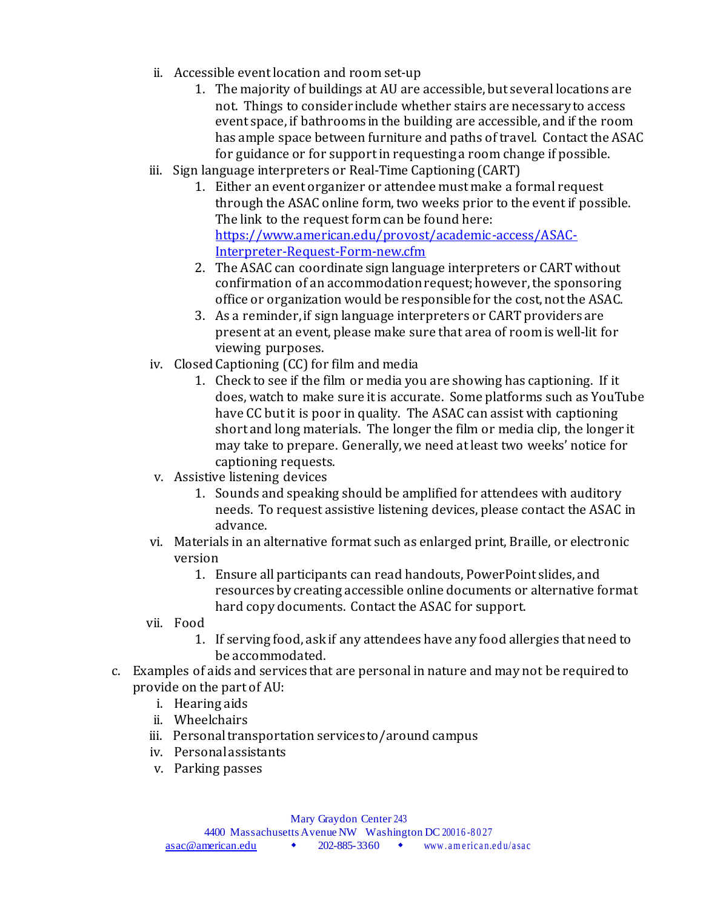ii. Accessible event location and room set-up
    1. The majority of buildings at AU are accessible, but several locations are not. Things to consider include whether stairs are necessary to access event space, if bathrooms in the building are accessible, and if the room has ample space between furniture and paths of travel. Contact the ASAC for guidance or for support in requesting a room change if possible.

iii. Sign language interpreters or Real-Time Captioning (CART)
    1. Either an event organizer or attendee must make a formal request through the ASAC online form, two weeks prior to the event if possible. The link to the request form can be found here: [https://www.american.edu/provost/academic-access/ASAC-Interpreter-Request-Form-new.cfm](https://www.american.edu/provost/academic-access/ASAC-Interpreter-Request-Form-new.cfm)
    2. The ASAC can coordinate sign language interpreters or CART without confirmation of an accommodation request; however, the sponsoring office or organization would be responsible for the cost, not the ASAC.
    3. As a reminder, if sign language interpreters or CART providers are present at an event, please make sure that area of room is well-lit for viewing purposes.

iv. Closed Captioning (CC) for film and media
    1. Check to see if the film or media you are showing has captioning. If it does, watch to make sure it is accurate. Some platforms such as YouTube have CC but it is poor in quality. The ASAC can assist with captioning short and long materials. The longer the film or media clip, the longer it may take to prepare. Generally, we need at least two weeks' notice for captioning requests.

v. Assistive listening devices
    1. Sounds and speaking should be amplified for attendees with auditory needs. To request assistive listening devices, please contact the ASAC in advance.

vi. Materials in an alternative format such as enlarged print, Braille, or electronic version
    1. Ensure all participants can read handouts, PowerPoint slides, and resources by creating accessible online documents or alternative format hard copy documents. Contact the ASAC for support.

vii. Food
    1. If serving food, ask if any attendees have any food allergies that need to be accommodated.

c. Examples of aids and services that are personal in nature and may not be required to provide on the part of AU:
    i. Hearing aids
    ii. Wheelchairs
    iii. Personal transportation services to/around campus
    iv. Personal assistants
    v. Parking passes

Mary Graydon Center 243
4400 Massachusetts Avenue NW Washington DC 20016-8027
asac@american.edu ◆ 202-885-3360 ◆ www.american.edu/asac